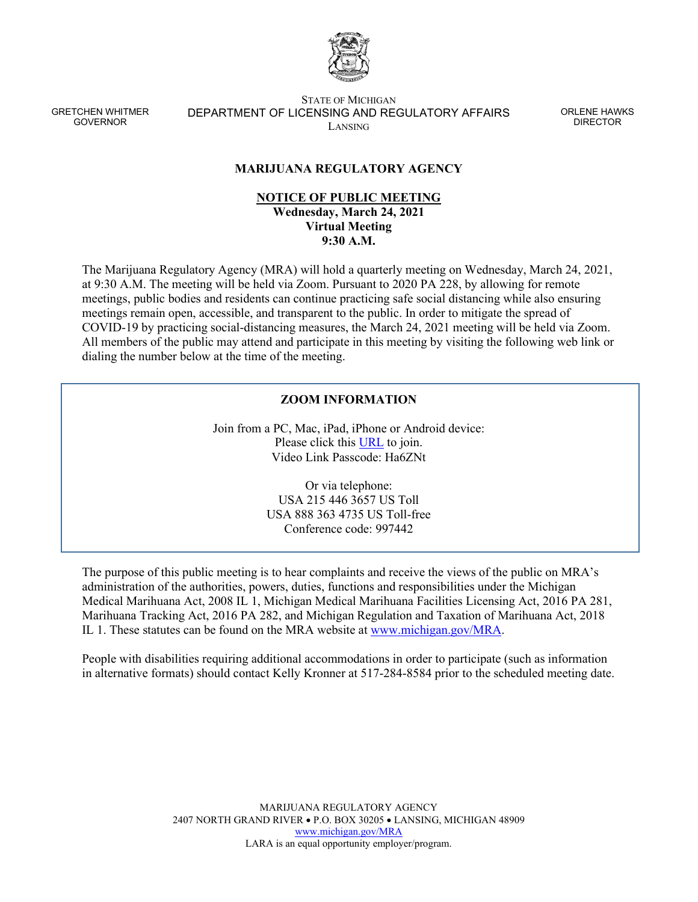GRETCHEN WHITMER
GOVERNOR

STATE OF MICHIGAN
DEPARTMENT OF LICENSING AND REGULATORY AFFAIRS
LANSING

ORLENE HAWKS
DIRECTOR

## MARIJUANA REGULATORY AGENCY

**NOTICE OF PUBLIC MEETING**
**Wednesday, March 24, 2021**
**Virtual Meeting**
**9:30 A.M.**

The Marijuana Regulatory Agency (MRA) will hold a quarterly meeting on Wednesday, March 24, 2021, at 9:30 A.M. The meeting will be held via Zoom. Pursuant to 2020 PA 228, by allowing for remote meetings, public bodies and residents can continue practicing safe social distancing while also ensuring meetings remain open, accessible, and transparent to the public. In order to mitigate the spread of COVID-19 by practicing social-distancing measures, the March 24, 2021 meeting will be held via Zoom. All members of the public may attend and participate in this meeting by visiting the following web link or dialing the number below at the time of the meeting.

### ZOOM INFORMATION

Join from a PC, Mac, iPad, iPhone or Android device:
Please click this URL to join.
Video Link Passcode: Ha6ZNt

Or via telephone:
USA 215 446 3657 US Toll
USA 888 363 4735 US Toll-free
Conference code: 997442

The purpose of this public meeting is to hear complaints and receive the views of the public on MRA's administration of the authorities, powers, duties, functions and responsibilities under the Michigan Medical Marihuana Act, 2008 IL 1, Michigan Medical Marihuana Facilities Licensing Act, 2016 PA 281, Marihuana Tracking Act, 2016 PA 282, and Michigan Regulation and Taxation of Marihuana Act, 2018 IL 1. These statutes can be found on the MRA website at www.michigan.gov/MRA.

People with disabilities requiring additional accommodations in order to participate (such as information in alternative formats) should contact Kelly Kronner at 517-284-8584 prior to the scheduled meeting date.

MARIJUANA REGULATORY AGENCY
2407 NORTH GRAND RIVER • P.O. BOX 30205 • LANSING, MICHIGAN 48909
www.michigan.gov/MRA
LARA is an equal opportunity employer/program.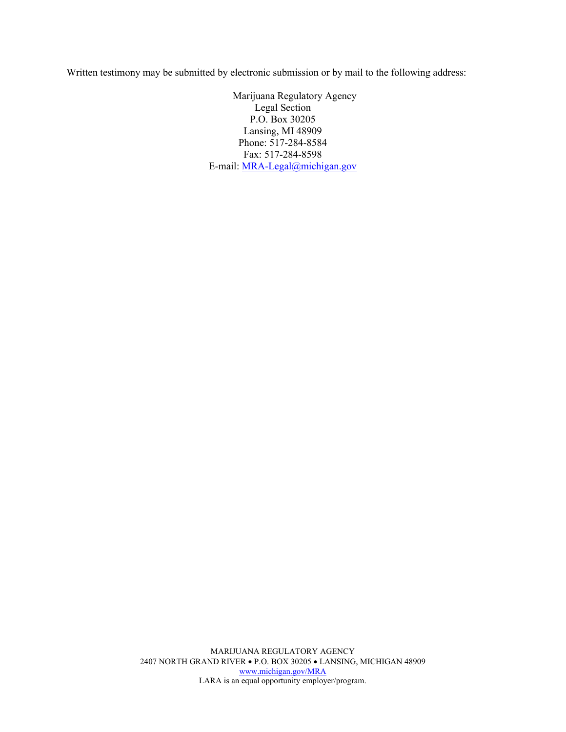Written testimony may be submitted by electronic submission or by mail to the following address:

Marijuana Regulatory Agency
Legal Section
P.O. Box 30205
Lansing, MI 48909
Phone: 517-284-8584
Fax: 517-284-8598
E-mail: MRA-Legal@michigan.gov

MARIJUANA REGULATORY AGENCY
2407 NORTH GRAND RIVER • P.O. BOX 30205 • LANSING, MICHIGAN 48909
www.michigan.gov/MRA
LARA is an equal opportunity employer/program.